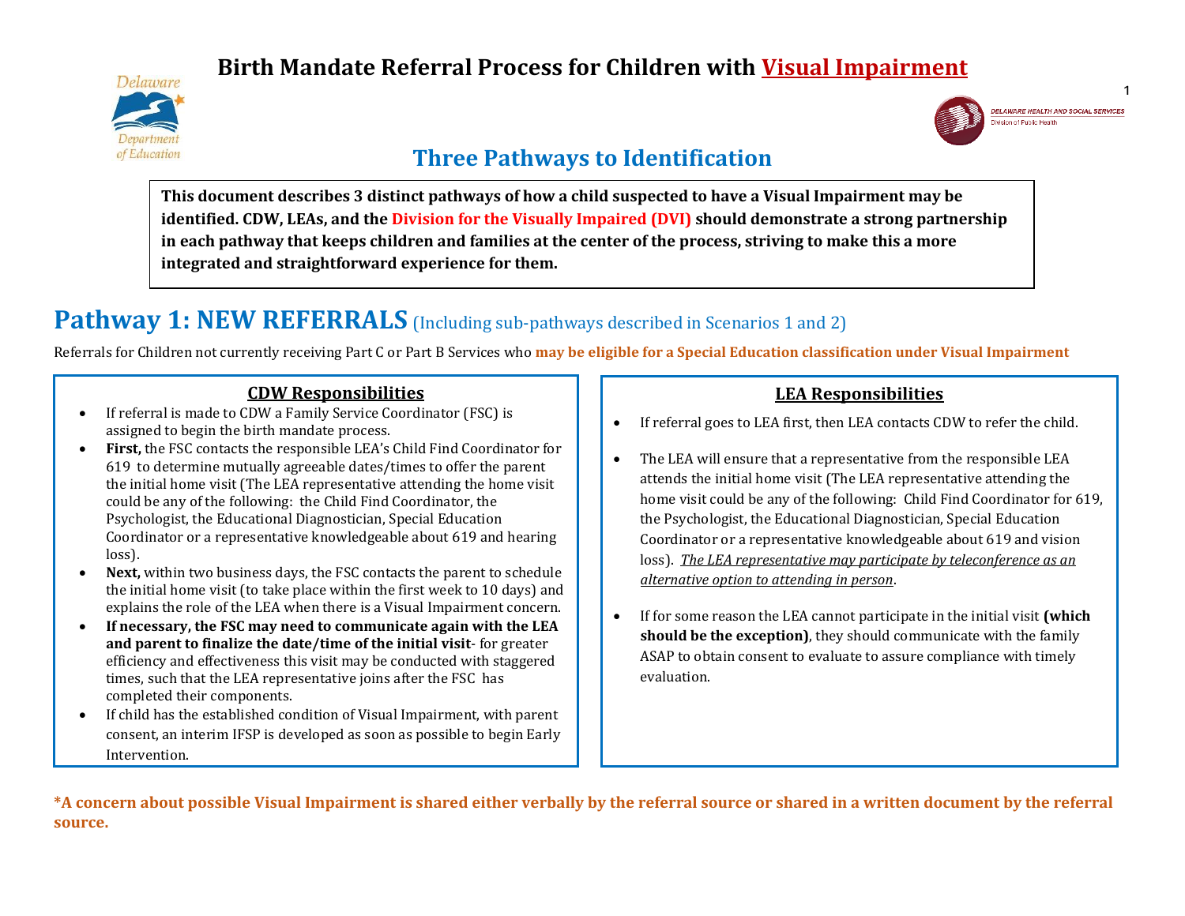# Birth Mandate Referral Process for Children with Visual Impairment

## Three Pathways to Identification

**This document describes 3 distinct pathways of how a child suspected to have a Visual Impairment may be identified. CDW, LEAs, and the Division for the Visually Impaired (DVI) should demonstrate a strong partnership in each pathway that keeps children and families at the center of the process, striving to make this a more integrated and straightforward experience for them.**

# Pathway 1: NEW REFERRALS (Including sub-pathways described in Scenarios 1 and 2)

Referrals for Children not currently receiving Part C or Part B Services who **may be eligible for a Special Education classification under Visual Impairment**

### CDW Responsibilities

- If referral is made to CDW a Family Service Coordinator (FSC) is assigned to begin the birth mandate process.
- **First,** the FSC contacts the responsible LEA's Child Find Coordinator for 619 to determine mutually agreeable dates/times to offer the parent the initial home visit (The LEA representative attending the home visit could be any of the following: the Child Find Coordinator, the Psychologist, the Educational Diagnostician, Special Education Coordinator or a representative knowledgeable about 619 and hearing loss).
- **Next,** within two business days, the FSC contacts the parent to schedule the initial home visit (to take place within the first week to 10 days) and explains the role of the LEA when there is a Visual Impairment concern.
- **If necessary, the FSC may need to communicate again with the LEA and parent to finalize the date/time of the initial visit**- for greater efficiency and effectiveness this visit may be conducted with staggered times, such that the LEA representative joins after the FSC has completed their components.
- If child has the established condition of Visual Impairment, with parent consent, an interim IFSP is developed as soon as possible to begin Early Intervention.

### LEA Responsibilities

- If referral goes to LEA first, then LEA contacts CDW to refer the child.
- The LEA will ensure that a representative from the responsible LEA attends the initial home visit (The LEA representative attending the home visit could be any of the following: Child Find Coordinator for 619, the Psychologist, the Educational Diagnostician, Special Education Coordinator or a representative knowledgeable about 619 and vision loss). *The LEA representative may participate by teleconference as an alternative option to attending in person*.
- If for some reason the LEA cannot participate in the initial visit **(which should be the exception)**, they should communicate with the family ASAP to obtain consent to evaluate to assure compliance with timely evaluation.

**\*A concern about possible Visual Impairment is shared either verbally by the referral source or shared in a written document by the referral source.**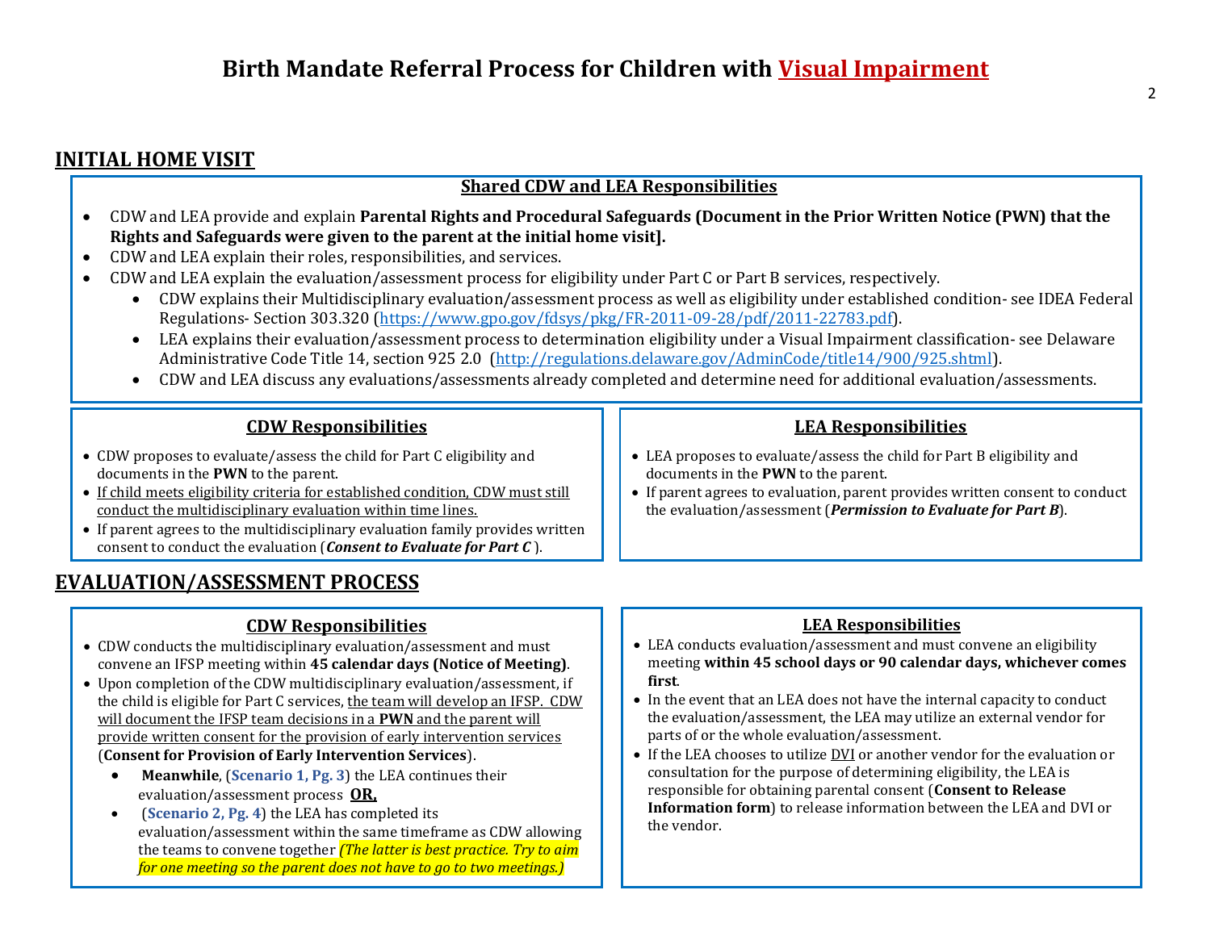# Birth Mandate Referral Process for Children with Visual Impairment

## INITIAL HOME VISIT

### Shared CDW and LEA Responsibilities

- CDW and LEA provide and explain **Parental Rights and Procedural Safeguards (Document in the Prior Written Notice (PWN) that the Rights and Safeguards were given to the parent at the initial home visit].**
- CDW and LEA explain their roles, responsibilities, and services.
- CDW and LEA explain the evaluation/assessment process for eligibility under Part C or Part B services, respectively.
  - CDW explains their Multidisciplinary evaluation/assessment process as well as eligibility under established condition- see IDEA Federal Regulations- Section 303.320 (https://www.gpo.gov/fdsys/pkg/FR-2011-09-28/pdf/2011-22783.pdf).
  - LEA explains their evaluation/assessment process to determination eligibility under a Visual Impairment classification- see Delaware Administrative Code Title 14, section 925 2.0 (http://regulations.delaware.gov/AdminCode/title14/900/925.shtml).
  - CDW and LEA discuss any evaluations/assessments already completed and determine need for additional evaluation/assessments.

### CDW Responsibilities

- CDW proposes to evaluate/assess the child for Part C eligibility and documents in the **PWN** to the parent.
- If child meets eligibility criteria for established condition, CDW must still conduct the multidisciplinary evaluation within time lines.
- If parent agrees to the multidisciplinary evaluation family provides written consent to conduct the evaluation (***Consent to Evaluate for Part C*** ).

### LEA Responsibilities

- LEA proposes to evaluate/assess the child for Part B eligibility and documents in the **PWN** to the parent.
- If parent agrees to evaluation, parent provides written consent to conduct the evaluation/assessment (***Permission to Evaluate for Part B***).

## EVALUATION/ASSESSMENT PROCESS

### CDW Responsibilities

- CDW conducts the multidisciplinary evaluation/assessment and must convene an IFSP meeting within **45 calendar days (Notice of Meeting)**.
- Upon completion of the CDW multidisciplinary evaluation/assessment, if the child is eligible for Part C services, the team will develop an IFSP. CDW will document the IFSP team decisions in a **PWN** and the parent will provide written consent for the provision of early intervention services (**Consent for Provision of Early Intervention Services**).
  - **Meanwhile**, (**Scenario 1, Pg. 3**) the LEA continues their evaluation/assessment process **OR,**
  - (**Scenario 2, Pg. 4**) the LEA has completed its evaluation/assessment within the same timeframe as CDW allowing the teams to convene together *(The latter is best practice. Try to aim for one meeting so the parent does not have to go to two meetings.)*

### LEA Responsibilities

- LEA conducts evaluation/assessment and must convene an eligibility meeting **within 45 school days or 90 calendar days, whichever comes first**.
- In the event that an LEA does not have the internal capacity to conduct the evaluation/assessment, the LEA may utilize an external vendor for parts of or the whole evaluation/assessment.
- If the LEA chooses to utilize DVI or another vendor for the evaluation or consultation for the purpose of determining eligibility, the LEA is responsible for obtaining parental consent (**Consent to Release Information form**) to release information between the LEA and DVI or the vendor.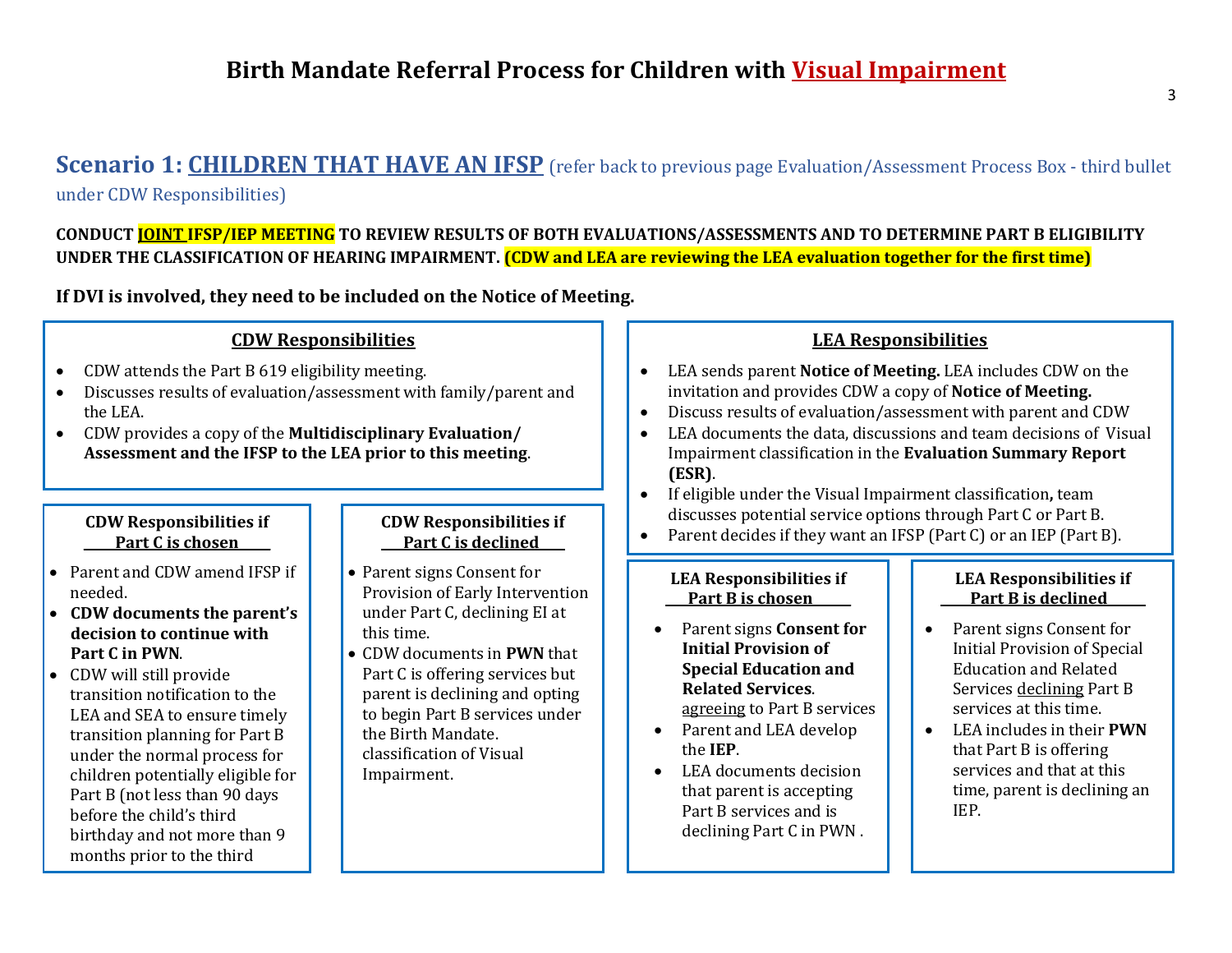# Birth Mandate Referral Process for Children with Visual Impairment

## Scenario 1: CHILDREN THAT HAVE AN IFSP (refer back to previous page Evaluation/Assessment Process Box - third bullet under CDW Responsibilities)

**CONDUCT JOINT IFSP/IEP MEETING TO REVIEW RESULTS OF BOTH EVALUATIONS/ASSESSMENTS AND TO DETERMINE PART B ELIGIBILITY UNDER THE CLASSIFICATION OF HEARING IMPAIRMENT. (CDW and LEA are reviewing the LEA evaluation together for the first time)**

**If DVI is involved, they need to be included on the Notice of Meeting.**

### CDW Responsibilities

- CDW attends the Part B 619 eligibility meeting.
- Discusses results of evaluation/assessment with family/parent and the LEA.
- CDW provides a copy of the **Multidisciplinary Evaluation/ Assessment and the IFSP to the LEA prior to this meeting**.

#### CDW Responsibilities if Part C is chosen

- Parent and CDW amend IFSP if needed.
- **CDW documents the parent's decision to continue with Part C in PWN**.
- CDW will still provide transition notification to the LEA and SEA to ensure timely transition planning for Part B under the normal process for children potentially eligible for Part B (not less than 90 days before the child's third birthday and not more than 9 months prior to the third

#### CDW Responsibilities if Part C is declined

- Parent signs Consent for Provision of Early Intervention under Part C, declining EI at this time.
- CDW documents in **PWN** that Part C is offering services but parent is declining and opting to begin Part B services under the Birth Mandate. classification of Visual Impairment.

### LEA Responsibilities

- LEA sends parent **Notice of Meeting.** LEA includes CDW on the invitation and provides CDW a copy of **Notice of Meeting.**
- Discuss results of evaluation/assessment with parent and CDW
- LEA documents the data, discussions and team decisions of Visual Impairment classification in the **Evaluation Summary Report (ESR)**.
- If eligible under the Visual Impairment classification**,** team discusses potential service options through Part C or Part B.
- Parent decides if they want an IFSP (Part C) or an IEP (Part B).

#### LEA Responsibilities if Part B is chosen

- Parent signs **Consent for Initial Provision of Special Education and Related Services**. agreeing to Part B services
- Parent and LEA develop the **IEP**.
- LEA documents decision that parent is accepting Part B services and is declining Part C in PWN .

#### LEA Responsibilities if Part B is declined

- Parent signs Consent for Initial Provision of Special Education and Related Services declining Part B services at this time.
- LEA includes in their **PWN** that Part B is offering services and that at this time, parent is declining an IEP.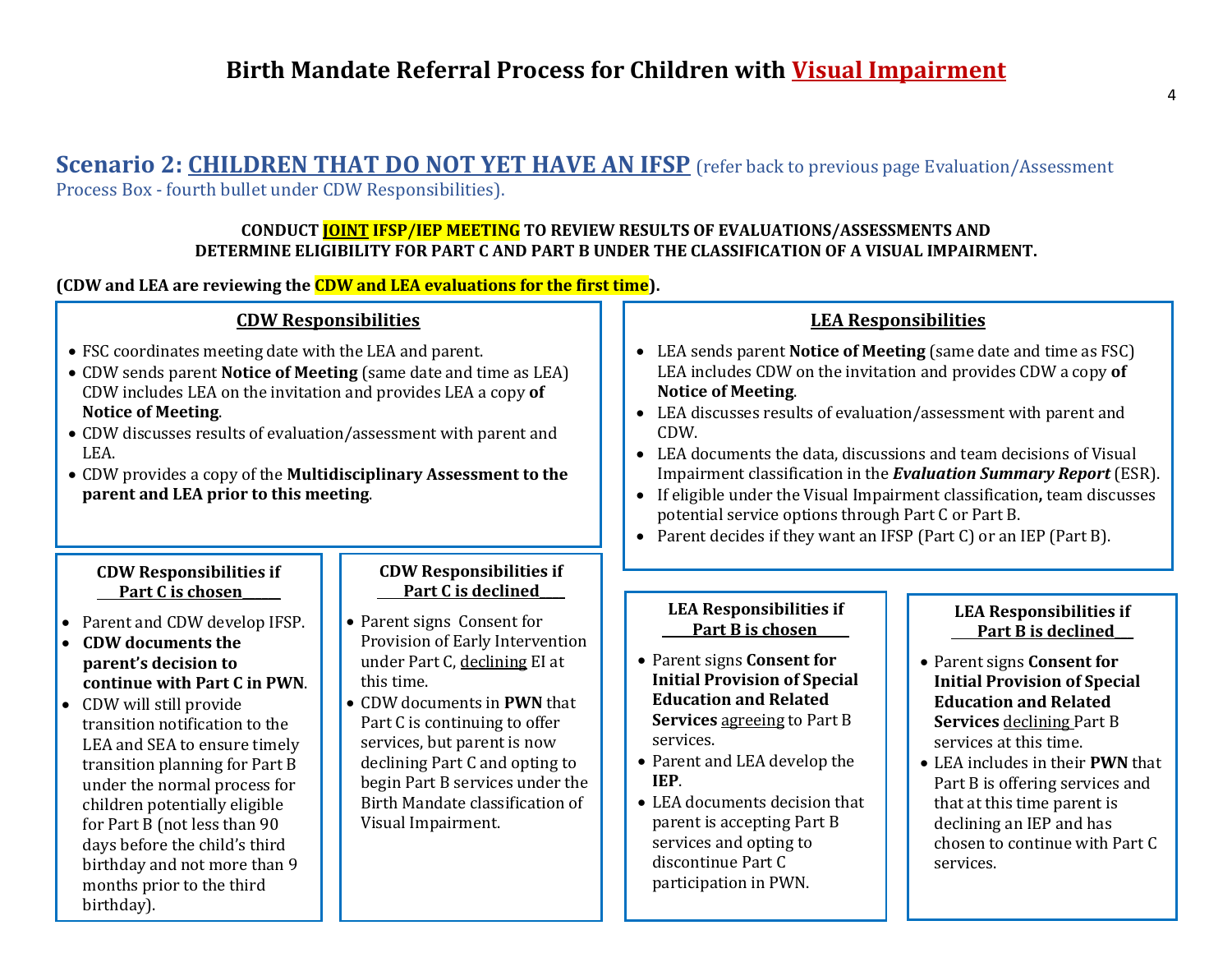# Birth Mandate Referral Process for Children with Visual Impairment

## Scenario 2: CHILDREN THAT DO NOT YET HAVE AN IFSP (refer back to previous page Evaluation/Assessment Process Box - fourth bullet under CDW Responsibilities).

**CONDUCT JOINT IFSP/IEP MEETING TO REVIEW RESULTS OF EVALUATIONS/ASSESSMENTS AND DETERMINE ELIGIBILITY FOR PART C AND PART B UNDER THE CLASSIFICATION OF A VISUAL IMPAIRMENT.**

**(CDW and LEA are reviewing the CDW and LEA evaluations for the first time).**

### CDW Responsibilities

- FSC coordinates meeting date with the LEA and parent.
- CDW sends parent **Notice of Meeting** (same date and time as LEA) CDW includes LEA on the invitation and provides LEA a copy **of Notice of Meeting**.
- CDW discusses results of evaluation/assessment with parent and LEA.
- CDW provides a copy of the **Multidisciplinary Assessment to the parent and LEA prior to this meeting**.

#### CDW Responsibilities if Part C is chosen

- Parent and CDW develop IFSP.
- **CDW documents the parent's decision to continue with Part C in PWN**.
- CDW will still provide transition notification to the LEA and SEA to ensure timely transition planning for Part B under the normal process for children potentially eligible for Part B (not less than 90 days before the child's third birthday and not more than 9 months prior to the third birthday).

#### CDW Responsibilities if Part C is declined

- Parent signs Consent for Provision of Early Intervention under Part C, declining EI at this time.
- CDW documents in **PWN** that Part C is continuing to offer services, but parent is now declining Part C and opting to begin Part B services under the Birth Mandate classification of Visual Impairment.

### LEA Responsibilities

- LEA sends parent **Notice of Meeting** (same date and time as FSC) LEA includes CDW on the invitation and provides CDW a copy **of Notice of Meeting**.
- LEA discusses results of evaluation/assessment with parent and CDW.
- LEA documents the data, discussions and team decisions of Visual Impairment classification in the ***Evaluation Summary Report*** (ESR).
- If eligible under the Visual Impairment classification**,** team discusses potential service options through Part C or Part B.
- Parent decides if they want an IFSP (Part C) or an IEP (Part B).

#### LEA Responsibilities if Part B is chosen

- Parent signs **Consent for Initial Provision of Special Education and Related Services** agreeing to Part B services.
- Parent and LEA develop the **IEP**.
- LEA documents decision that parent is accepting Part B services and opting to discontinue Part C participation in PWN.

#### LEA Responsibilities if Part B is declined

- Parent signs **Consent for Initial Provision of Special Education and Related Services** declining Part B services at this time.
- LEA includes in their **PWN** that Part B is offering services and that at this time parent is declining an IEP and has chosen to continue with Part C services.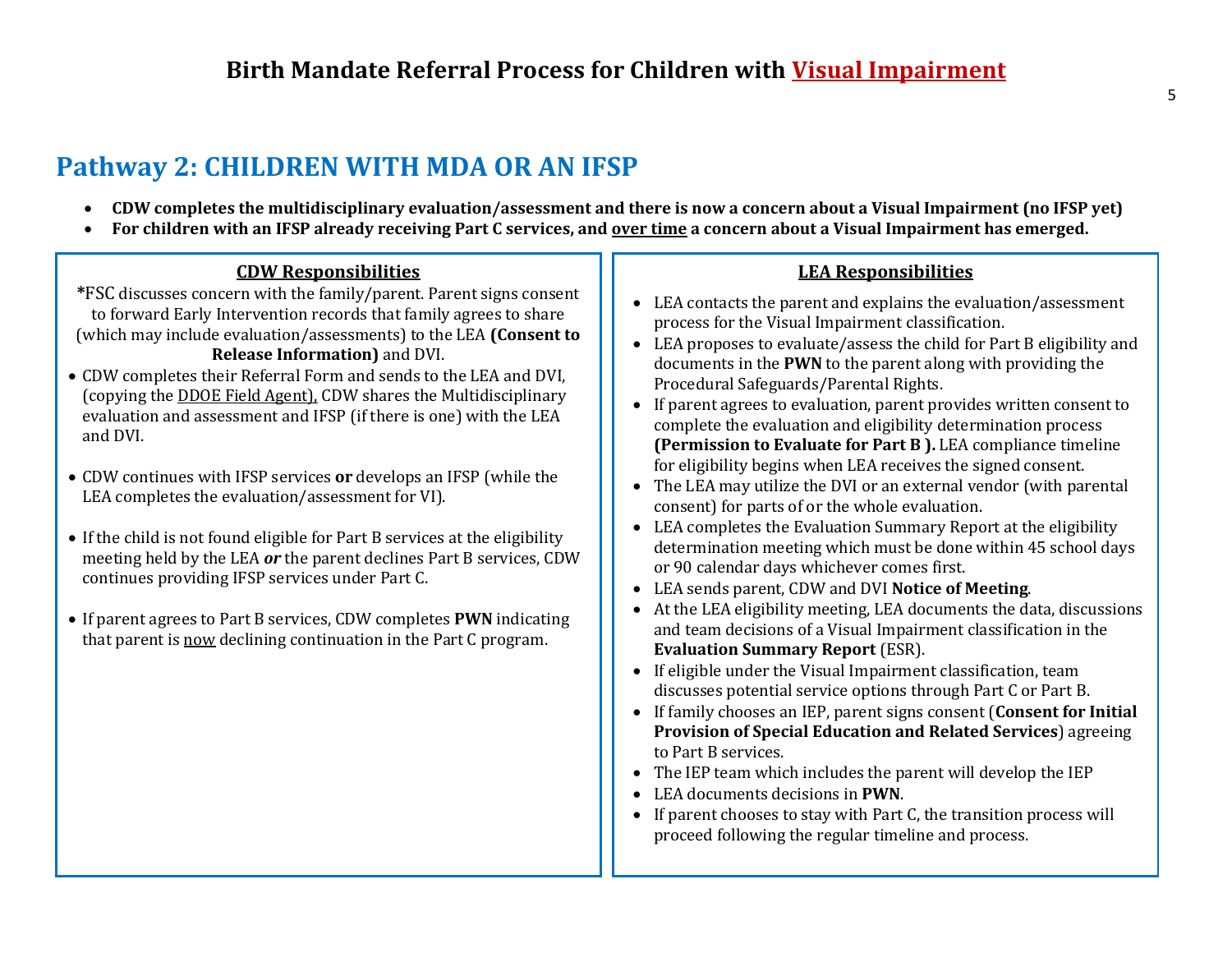# Birth Mandate Referral Process for Children with Visual Impairment

## Pathway 2: CHILDREN WITH MDA OR AN IFSP

- **CDW completes the multidisciplinary evaluation/assessment and there is now a concern about a Visual Impairment (no IFSP yet)**
- **For children with an IFSP already receiving Part C services, and over time a concern about a Visual Impairment has emerged.**

### CDW Responsibilities

***FSC discusses concern with the family/parent. Parent signs consent to forward Early Intervention records that family agrees to share (which may include evaluation/assessments) to the LEA **(Consent to Release Information)** and DVI.

- CDW completes their Referral Form and sends to the LEA and DVI, (copying the DDOE Field Agent), CDW shares the Multidisciplinary evaluation and assessment and IFSP (if there is one) with the LEA and DVI.
- CDW continues with IFSP services **or** develops an IFSP (while the LEA completes the evaluation/assessment for VI).
- If the child is not found eligible for Part B services at the eligibility meeting held by the LEA ***or*** the parent declines Part B services, CDW continues providing IFSP services under Part C.
- If parent agrees to Part B services, CDW completes **PWN** indicating that parent is now declining continuation in the Part C program.

### LEA Responsibilities

- LEA contacts the parent and explains the evaluation/assessment process for the Visual Impairment classification.
- LEA proposes to evaluate/assess the child for Part B eligibility and documents in the **PWN** to the parent along with providing the Procedural Safeguards/Parental Rights.
- If parent agrees to evaluation, parent provides written consent to complete the evaluation and eligibility determination process **(Permission to Evaluate for Part B ).** LEA compliance timeline for eligibility begins when LEA receives the signed consent.
- The LEA may utilize the DVI or an external vendor (with parental consent) for parts of or the whole evaluation.
- LEA completes the Evaluation Summary Report at the eligibility determination meeting which must be done within 45 school days or 90 calendar days whichever comes first.
- LEA sends parent, CDW and DVI **Notice of Meeting**.
- At the LEA eligibility meeting, LEA documents the data, discussions and team decisions of a Visual Impairment classification in the **Evaluation Summary Report** (ESR).
- If eligible under the Visual Impairment classification, team discusses potential service options through Part C or Part B.
- If family chooses an IEP, parent signs consent (**Consent for Initial Provision of Special Education and Related Services**) agreeing to Part B services.
- The IEP team which includes the parent will develop the IEP
- LEA documents decisions in **PWN**.
- If parent chooses to stay with Part C, the transition process will proceed following the regular timeline and process.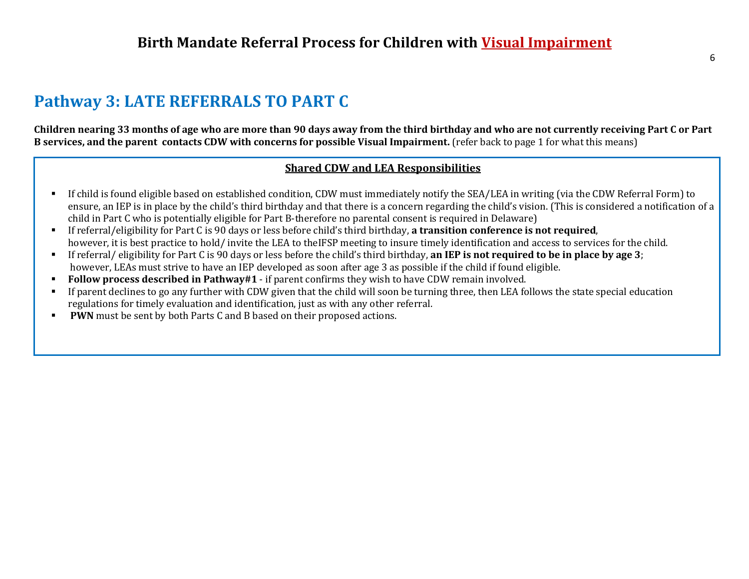# Birth Mandate Referral Process for Children with Visual Impairment

## Pathway 3: LATE REFERRALS TO PART C

**Children nearing 33 months of age who are more than 90 days away from the third birthday and who are not currently receiving Part C or Part B services, and the parent contacts CDW with concerns for possible Visual Impairment.** (refer back to page 1 for what this means)

### Shared CDW and LEA Responsibilities

- If child is found eligible based on established condition, CDW must immediately notify the SEA/LEA in writing (via the CDW Referral Form) to ensure, an IEP is in place by the child's third birthday and that there is a concern regarding the child's vision. (This is considered a notification of a child in Part C who is potentially eligible for Part B-therefore no parental consent is required in Delaware)
- If referral/eligibility for Part C is 90 days or less before child's third birthday, **a transition conference is not required**, however, it is best practice to hold/ invite the LEA to theIFSP meeting to insure timely identification and access to services for the child.
- If referral/ eligibility for Part C is 90 days or less before the child's third birthday, **an IEP is not required to be in place by age 3**; however, LEAs must strive to have an IEP developed as soon after age 3 as possible if the child if found eligible.
- **Follow process described in Pathway#1** - if parent confirms they wish to have CDW remain involved.
- If parent declines to go any further with CDW given that the child will soon be turning three, then LEA follows the state special education regulations for timely evaluation and identification, just as with any other referral.
- **PWN** must be sent by both Parts C and B based on their proposed actions.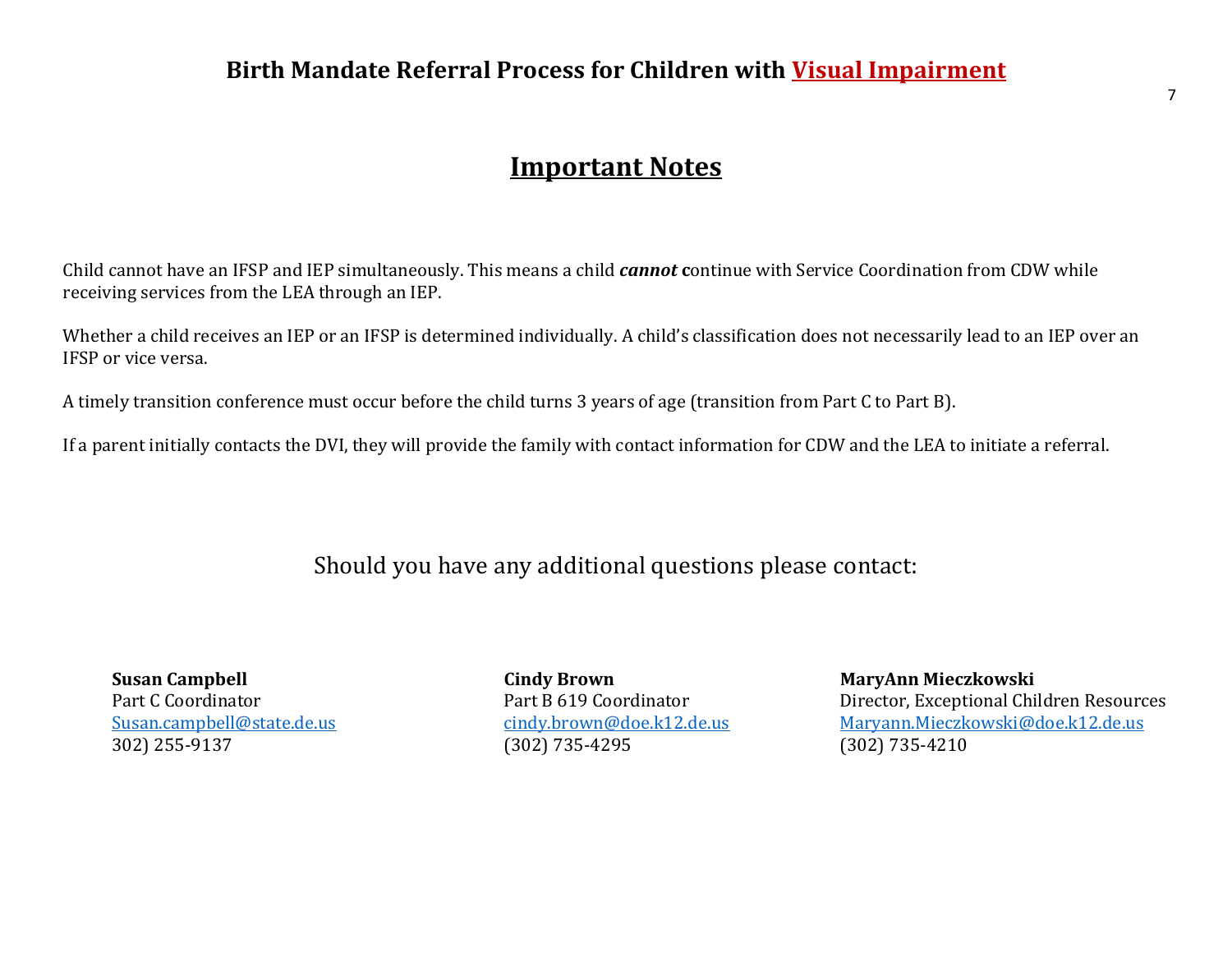# Birth Mandate Referral Process for Children with Visual Impairment

## Important Notes

Child cannot have an IFSP and IEP simultaneously. This means a child ***cannot*** **c**ontinue with Service Coordination from CDW while receiving services from the LEA through an IEP.

Whether a child receives an IEP or an IFSP is determined individually. A child's classification does not necessarily lead to an IEP over an IFSP or vice versa.

A timely transition conference must occur before the child turns 3 years of age (transition from Part C to Part B).

If a parent initially contacts the DVI, they will provide the family with contact information for CDW and the LEA to initiate a referral.

Should you have any additional questions please contact:

**Susan Campbell**
Part C Coordinator
Susan.campbell@state.de.us
302) 255-9137

**Cindy Brown**
Part B 619 Coordinator
cindy.brown@doe.k12.de.us
(302) 735-4295

**MaryAnn Mieczkowski**
Director, Exceptional Children Resources
Maryann.Mieczkowski@doe.k12.de.us
(302) 735-4210